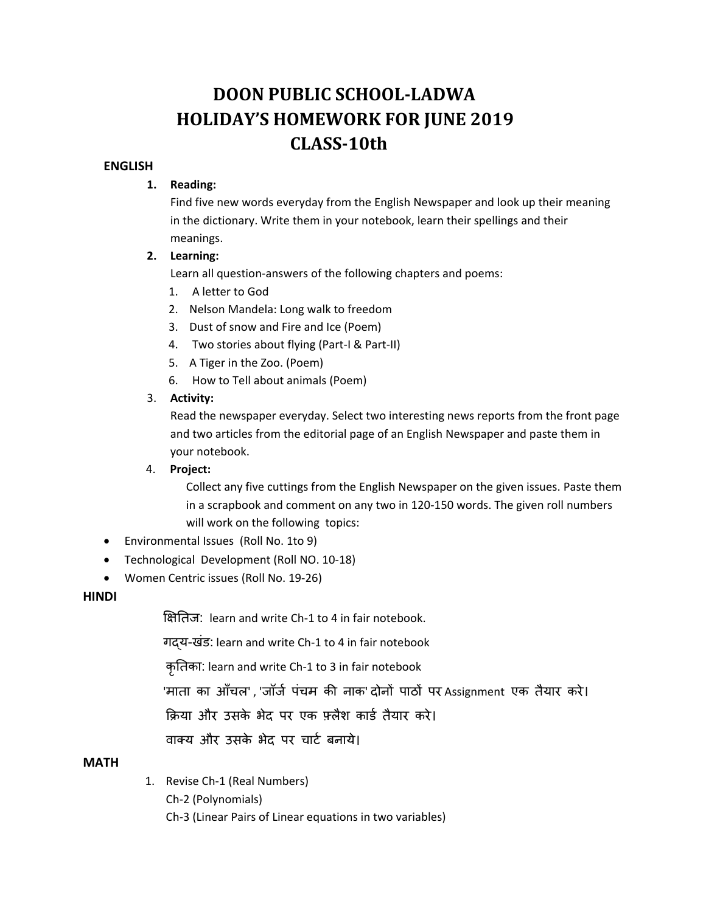# DOON PUBLIC SCHOOL-LADWA
# HOLIDAY'S HOMEWORK FOR JUNE 2019
# CLASS-10th

## ENGLISH

1. **Reading:**
   Find five new words everyday from the English Newspaper and look up their meaning in the dictionary. Write them in your notebook, learn their spellings and their meanings.
2. **Learning:**
   Learn all question-answers of the following chapters and poems:
   1. A letter to God
   2. Nelson Mandela: Long walk to freedom
   3. Dust of snow and Fire and Ice (Poem)
   4. Two stories about flying (Part-I & Part-II)
   5. A Tiger in the Zoo. (Poem)
   6. How to Tell about animals (Poem)
3. **Activity:**
   Read the newspaper everyday. Select two interesting news reports from the front page and two articles from the editorial page of an English Newspaper and paste them in your notebook.
4. **Project:**
   Collect any five cuttings from the English Newspaper on the given issues. Paste them in a scrapbook and comment on any two in 120-150 words. The given roll numbers will work on the following topics:

- Environmental Issues (Roll No. 1to 9)
- Technological Development (Roll NO. 10-18)
- Women Centric issues (Roll No. 19-26)

## HINDI

क्षितिज: learn and write Ch-1 to 4 in fair notebook.

गद्य-खंड: learn and write Ch-1 to 4 in fair notebook

कृतिका: learn and write Ch-1 to 3 in fair notebook

'माता का आँचल', 'जॉर्ज पंचम की नाक' दोनों पाठों पर Assignment एक तैयार करे।

क्रिया और उसके भेद पर एक फ़्लैश कार्ड तैयार करे।

वाक्य और उसके भेद पर चार्ट बनाये।

## MATH

1. Revise Ch-1 (Real Numbers)
   Ch-2 (Polynomials)
   Ch-3 (Linear Pairs of Linear equations in two variables)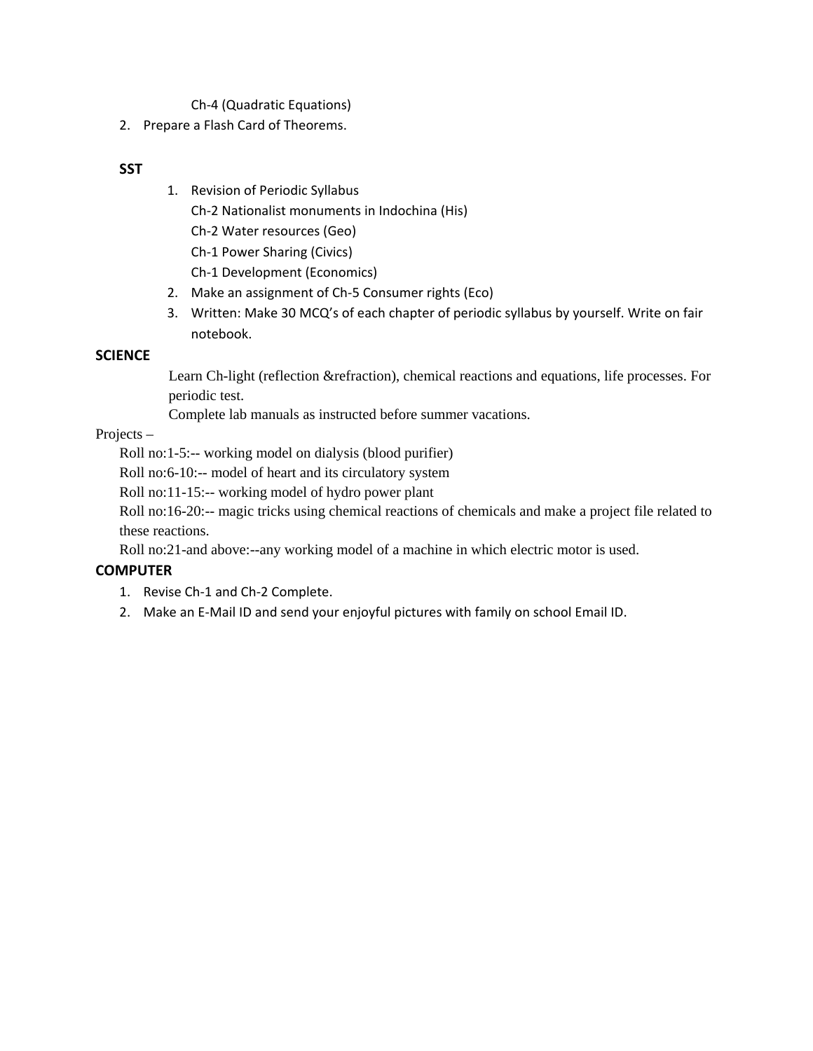Ch-4 (Quadratic Equations)

2. Prepare a Flash Card of Theorems.

**SST**

1. Revision of Periodic Syllabus
   Ch-2 Nationalist monuments in Indochina (His)
   Ch-2 Water resources (Geo)
   Ch-1 Power Sharing (Civics)
   Ch-1 Development (Economics)
2. Make an assignment of Ch-5 Consumer rights (Eco)
3. Written: Make 30 MCQ's of each chapter of periodic syllabus by yourself. Write on fair notebook.

**SCIENCE**

Learn Ch-light (reflection &refraction), chemical reactions and equations, life processes. For periodic test.

Complete lab manuals as instructed before summer vacations.

Projects –

Roll no:1-5:-- working model on dialysis (blood purifier)

Roll no:6-10:-- model of heart and its circulatory system

Roll no:11-15:-- working model of hydro power plant

Roll no:16-20:-- magic tricks using chemical reactions of chemicals and make a project file related to these reactions.

Roll no:21-and above:--any working model of a machine in which electric motor is used.

**COMPUTER**

1. Revise Ch-1 and Ch-2 Complete.
2. Make an E-Mail ID and send your enjoyful pictures with family on school Email ID.